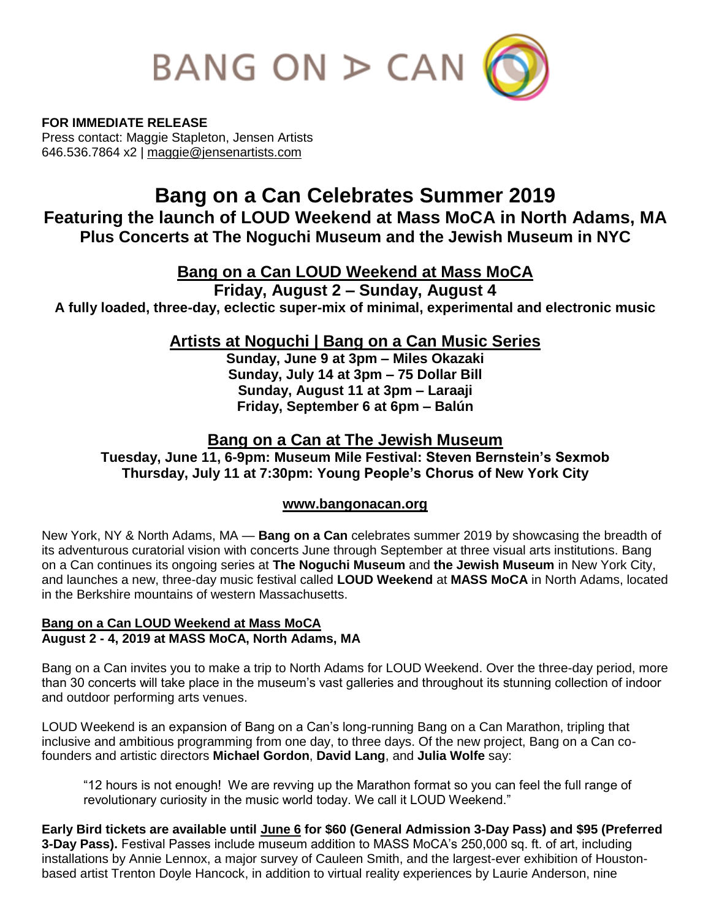BANG ON A CAN

**FOR IMMEDIATE RELEASE**
Press contact: Maggie Stapleton, Jensen Artists
646.536.7864 x2 | maggie@jensenartists.com

# Bang on a Can Celebrates Summer 2019

## Featuring the launch of LOUD Weekend at Mass MoCA in North Adams, MA

### Plus Concerts at The Noguchi Museum and the Jewish Museum in NYC

## Bang on a Can LOUD Weekend at Mass MoCA

**Friday, August 2 – Sunday, August 4**

**A fully loaded, three-day, eclectic super-mix of minimal, experimental and electronic music**

## Artists at Noguchi | Bang on a Can Music Series

**Sunday, June 9 at 3pm – Miles Okazaki**
**Sunday, July 14 at 3pm – 75 Dollar Bill**
**Sunday, August 11 at 3pm – Laraaji**
**Friday, September 6 at 6pm – Balún**

## Bang on a Can at The Jewish Museum

**Tuesday, June 11, 6-9pm: Museum Mile Festival: Steven Bernstein's Sexmob**
**Thursday, July 11 at 7:30pm: Young People's Chorus of New York City**

**www.bangonacan.org**

New York, NY & North Adams, MA — **Bang on a Can** celebrates summer 2019 by showcasing the breadth of its adventurous curatorial vision with concerts June through September at three visual arts institutions. Bang on a Can continues its ongoing series at **The Noguchi Museum** and **the Jewish Museum** in New York City, and launches a new, three-day music festival called **LOUD Weekend** at **MASS MoCA** in North Adams, located in the Berkshire mountains of western Massachusetts.

**Bang on a Can LOUD Weekend at Mass MoCA**
**August 2 - 4, 2019 at MASS MoCA, North Adams, MA**

Bang on a Can invites you to make a trip to North Adams for LOUD Weekend. Over the three-day period, more than 30 concerts will take place in the museum's vast galleries and throughout its stunning collection of indoor and outdoor performing arts venues.

LOUD Weekend is an expansion of Bang on a Can's long-running Bang on a Can Marathon, tripling that inclusive and ambitious programming from one day, to three days. Of the new project, Bang on a Can co-founders and artistic directors **Michael Gordon**, **David Lang**, and **Julia Wolfe** say:

> "12 hours is not enough! We are revving up the Marathon format so you can feel the full range of revolutionary curiosity in the music world today. We call it LOUD Weekend."

**Early Bird tickets are available until June 6 for $60 (General Admission 3-Day Pass) and $95 (Preferred 3-Day Pass).** Festival Passes include museum addition to MASS MoCA's 250,000 sq. ft. of art, including installations by Annie Lennox, a major survey of Cauleen Smith, and the largest-ever exhibition of Houston-based artist Trenton Doyle Hancock, in addition to virtual reality experiences by Laurie Anderson, nine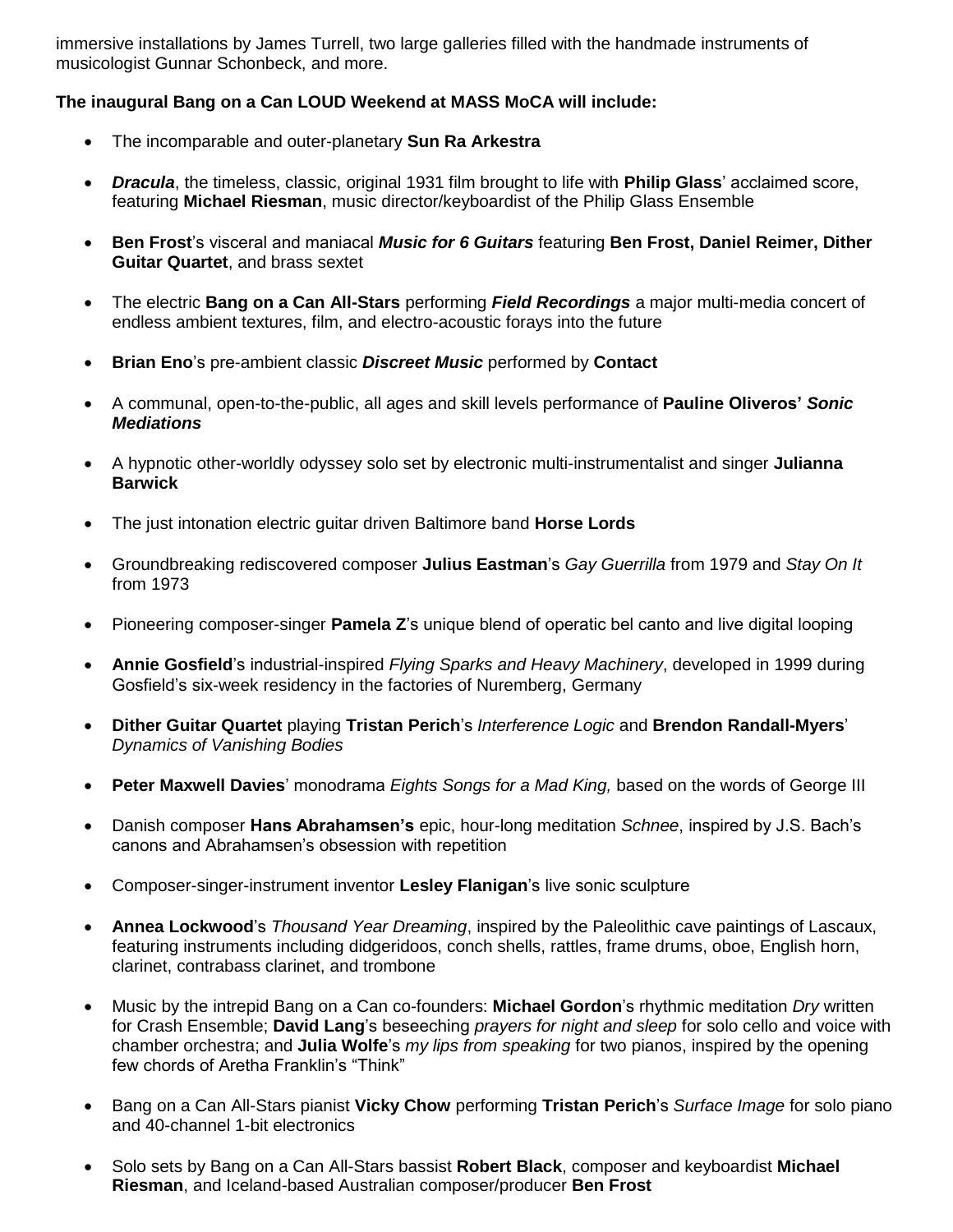immersive installations by James Turrell, two large galleries filled with the handmade instruments of musicologist Gunnar Schonbeck, and more.

**The inaugural Bang on a Can LOUD Weekend at MASS MoCA will include:**

- The incomparable and outer-planetary **Sun Ra Arkestra**
- ***Dracula***, the timeless, classic, original 1931 film brought to life with **Philip Glass**' acclaimed score, featuring **Michael Riesman**, music director/keyboardist of the Philip Glass Ensemble
- **Ben Frost**'s visceral and maniacal ***Music for 6 Guitars*** featuring **Ben Frost, Daniel Reimer, Dither Guitar Quartet**, and brass sextet
- The electric **Bang on a Can All-Stars** performing ***Field Recordings*** a major multi-media concert of endless ambient textures, film, and electro-acoustic forays into the future
- **Brian Eno**'s pre-ambient classic ***Discreet Music*** performed by **Contact**
- A communal, open-to-the-public, all ages and skill levels performance of **Pauline Oliveros' *Sonic Mediations***
- A hypnotic other-worldly odyssey solo set by electronic multi-instrumentalist and singer **Julianna Barwick**
- The just intonation electric guitar driven Baltimore band **Horse Lords**
- Groundbreaking rediscovered composer **Julius Eastman**'s *Gay Guerrilla* from 1979 and *Stay On It* from 1973
- Pioneering composer-singer **Pamela Z**'s unique blend of operatic bel canto and live digital looping
- **Annie Gosfield**'s industrial-inspired *Flying Sparks and Heavy Machinery*, developed in 1999 during Gosfield's six-week residency in the factories of Nuremberg, Germany
- **Dither Guitar Quartet** playing **Tristan Perich**'s *Interference Logic* and **Brendon Randall-Myers**' *Dynamics of Vanishing Bodies*
- **Peter Maxwell Davies**' monodrama *Eights Songs for a Mad King,* based on the words of George III
- Danish composer **Hans Abrahamsen's** epic, hour-long meditation *Schnee*, inspired by J.S. Bach's canons and Abrahamsen's obsession with repetition
- Composer-singer-instrument inventor **Lesley Flanigan**'s live sonic sculpture
- **Annea Lockwood**'s *Thousand Year Dreaming*, inspired by the Paleolithic cave paintings of Lascaux, featuring instruments including didgeridoos, conch shells, rattles, frame drums, oboe, English horn, clarinet, contrabass clarinet, and trombone
- Music by the intrepid Bang on a Can co-founders: **Michael Gordon**'s rhythmic meditation *Dry* written for Crash Ensemble; **David Lang**'s beseeching *prayers for night and sleep* for solo cello and voice with chamber orchestra; and **Julia Wolfe**'s *my lips from speaking* for two pianos, inspired by the opening few chords of Aretha Franklin's "Think"
- Bang on a Can All-Stars pianist **Vicky Chow** performing **Tristan Perich**'s *Surface Image* for solo piano and 40-channel 1-bit electronics
- Solo sets by Bang on a Can All-Stars bassist **Robert Black**, composer and keyboardist **Michael Riesman**, and Iceland-based Australian composer/producer **Ben Frost**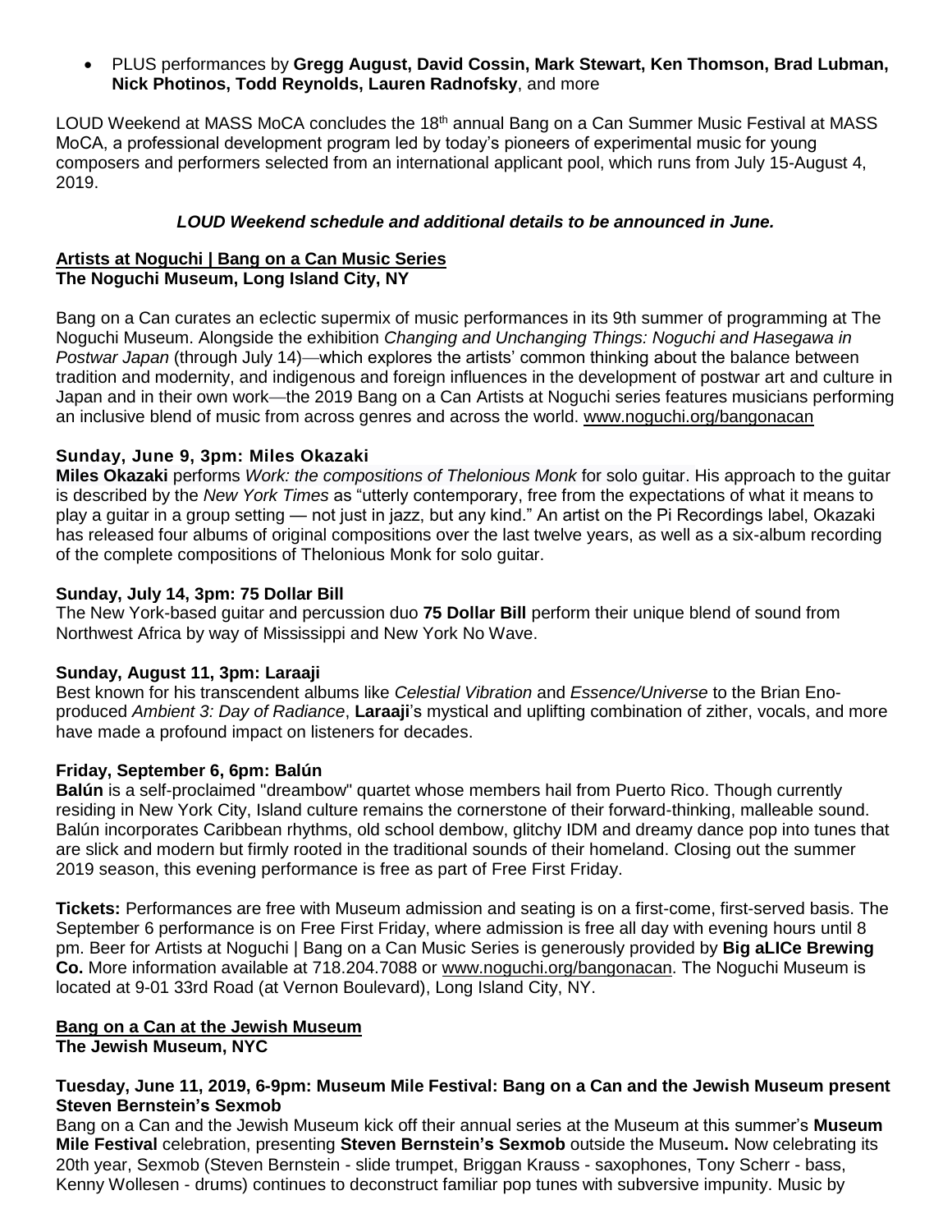- PLUS performances by **Gregg August, David Cossin, Mark Stewart, Ken Thomson, Brad Lubman, Nick Photinos, Todd Reynolds, Lauren Radnofsky**, and more

LOUD Weekend at MASS MoCA concludes the 18th annual Bang on a Can Summer Music Festival at MASS MoCA, a professional development program led by today's pioneers of experimental music for young composers and performers selected from an international applicant pool, which runs from July 15-August 4, 2019.

***LOUD Weekend schedule and additional details to be announced in June.***

**Artists at Noguchi | Bang on a Can Music Series**
**The Noguchi Museum, Long Island City, NY**

Bang on a Can curates an eclectic supermix of music performances in its 9th summer of programming at The Noguchi Museum. Alongside the exhibition *Changing and Unchanging Things: Noguchi and Hasegawa in Postwar Japan* (through July 14)—which explores the artists' common thinking about the balance between tradition and modernity, and indigenous and foreign influences in the development of postwar art and culture in Japan and in their own work—the 2019 Bang on a Can Artists at Noguchi series features musicians performing an inclusive blend of music from across genres and across the world. www.noguchi.org/bangonacan

**Sunday, June 9, 3pm: Miles Okazaki**

**Miles Okazaki** performs *Work: the compositions of Thelonious Monk* for solo guitar. His approach to the guitar is described by the *New York Times* as "utterly contemporary, free from the expectations of what it means to play a guitar in a group setting — not just in jazz, but any kind." An artist on the Pi Recordings label, Okazaki has released four albums of original compositions over the last twelve years, as well as a six-album recording of the complete compositions of Thelonious Monk for solo guitar.

**Sunday, July 14, 3pm: 75 Dollar Bill**

The New York-based guitar and percussion duo **75 Dollar Bill** perform their unique blend of sound from Northwest Africa by way of Mississippi and New York No Wave.

**Sunday, August 11, 3pm: Laraaji**

Best known for his transcendent albums like *Celestial Vibration* and *Essence/Universe* to the Brian Eno-produced *Ambient 3: Day of Radiance*, **Laraaji**'s mystical and uplifting combination of zither, vocals, and more have made a profound impact on listeners for decades.

**Friday, September 6, 6pm: Balún**

**Balún** is a self-proclaimed "dreambow" quartet whose members hail from Puerto Rico. Though currently residing in New York City, Island culture remains the cornerstone of their forward-thinking, malleable sound. Balún incorporates Caribbean rhythms, old school dembow, glitchy IDM and dreamy dance pop into tunes that are slick and modern but firmly rooted in the traditional sounds of their homeland. Closing out the summer 2019 season, this evening performance is free as part of Free First Friday.

**Tickets:** Performances are free with Museum admission and seating is on a first-come, first-served basis. The September 6 performance is on Free First Friday, where admission is free all day with evening hours until 8 pm. Beer for Artists at Noguchi | Bang on a Can Music Series is generously provided by **Big aLICe Brewing Co.** More information available at 718.204.7088 or www.noguchi.org/bangonacan. The Noguchi Museum is located at 9-01 33rd Road (at Vernon Boulevard), Long Island City, NY.

**Bang on a Can at the Jewish Museum**
**The Jewish Museum, NYC**

**Tuesday, June 11, 2019, 6-9pm: Museum Mile Festival: Bang on a Can and the Jewish Museum present Steven Bernstein's Sexmob**

Bang on a Can and the Jewish Museum kick off their annual series at the Museum at this summer's **Museum Mile Festival** celebration, presenting **Steven Bernstein's Sexmob** outside the Museum**.** Now celebrating its 20th year, Sexmob (Steven Bernstein - slide trumpet, Briggan Krauss - saxophones, Tony Scherr - bass, Kenny Wollesen - drums) continues to deconstruct familiar pop tunes with subversive impunity. Music by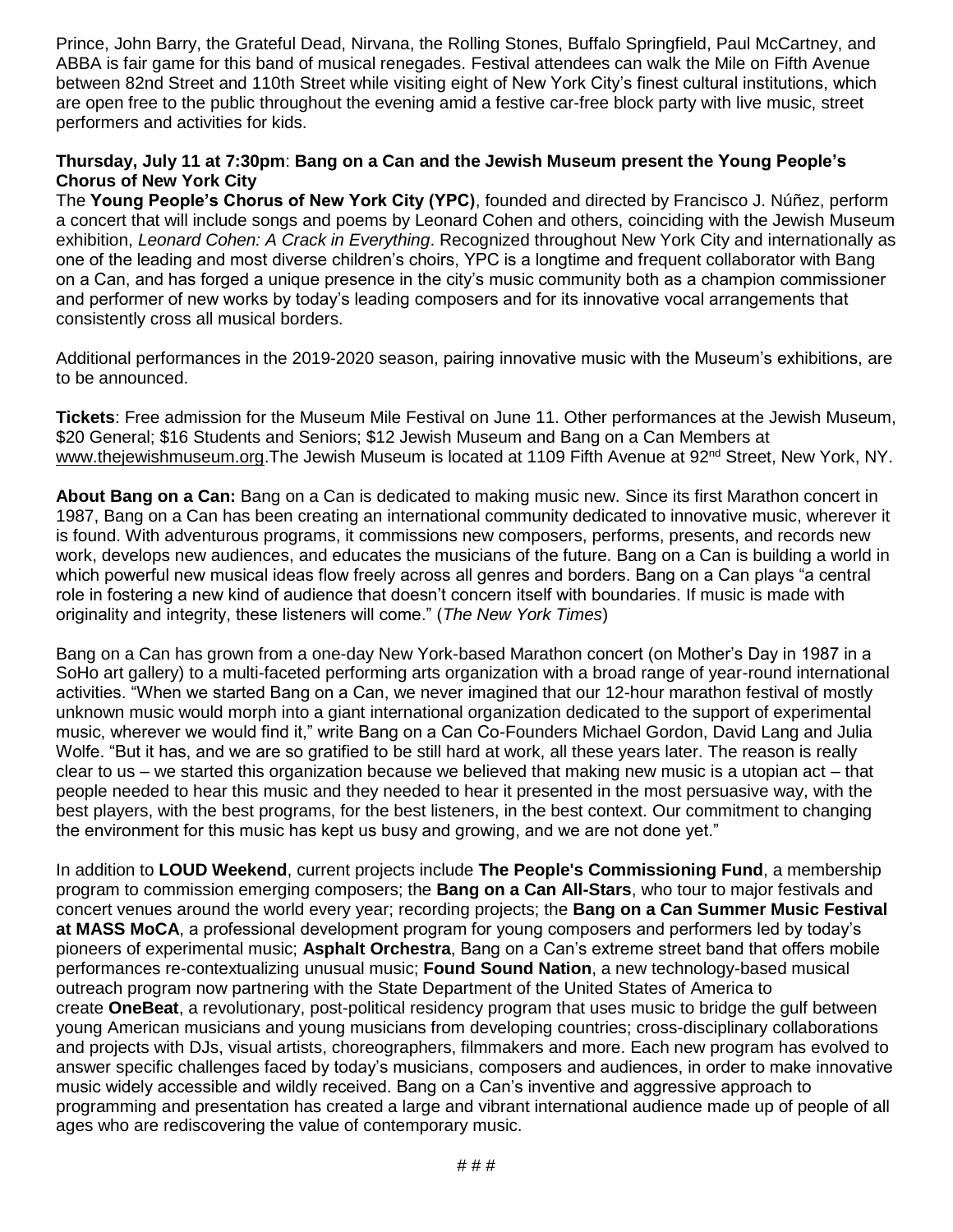Prince, John Barry, the Grateful Dead, Nirvana, the Rolling Stones, Buffalo Springfield, Paul McCartney, and ABBA is fair game for this band of musical renegades. Festival attendees can walk the Mile on Fifth Avenue between 82nd Street and 110th Street while visiting eight of New York City's finest cultural institutions, which are open free to the public throughout the evening amid a festive car-free block party with live music, street performers and activities for kids.

**Thursday, July 11 at 7:30pm**: **Bang on a Can and the Jewish Museum present the Young People's Chorus of New York City**

The **Young People's Chorus of New York City (YPC)**, founded and directed by Francisco J. Núñez, perform a concert that will include songs and poems by Leonard Cohen and others, coinciding with the Jewish Museum exhibition, *Leonard Cohen: A Crack in Everything*. Recognized throughout New York City and internationally as one of the leading and most diverse children's choirs, YPC is a longtime and frequent collaborator with Bang on a Can, and has forged a unique presence in the city's music community both as a champion commissioner and performer of new works by today's leading composers and for its innovative vocal arrangements that consistently cross all musical borders.

Additional performances in the 2019-2020 season, pairing innovative music with the Museum's exhibitions, are to be announced.

**Tickets**: Free admission for the Museum Mile Festival on June 11. Other performances at the Jewish Museum, $20 General; $16 Students and Seniors; $12 Jewish Museum and Bang on a Can Members at www.thejewishmuseum.org.The Jewish Museum is located at 1109 Fifth Avenue at 92nd Street, New York, NY.

**About Bang on a Can:** Bang on a Can is dedicated to making music new. Since its first Marathon concert in 1987, Bang on a Can has been creating an international community dedicated to innovative music, wherever it is found. With adventurous programs, it commissions new composers, performs, presents, and records new work, develops new audiences, and educates the musicians of the future. Bang on a Can is building a world in which powerful new musical ideas flow freely across all genres and borders. Bang on a Can plays "a central role in fostering a new kind of audience that doesn't concern itself with boundaries. If music is made with originality and integrity, these listeners will come." (*The New York Times*)

Bang on a Can has grown from a one-day New York-based Marathon concert (on Mother's Day in 1987 in a SoHo art gallery) to a multi-faceted performing arts organization with a broad range of year-round international activities. "When we started Bang on a Can, we never imagined that our 12-hour marathon festival of mostly unknown music would morph into a giant international organization dedicated to the support of experimental music, wherever we would find it," write Bang on a Can Co-Founders Michael Gordon, David Lang and Julia Wolfe. "But it has, and we are so gratified to be still hard at work, all these years later. The reason is really clear to us – we started this organization because we believed that making new music is a utopian act – that people needed to hear this music and they needed to hear it presented in the most persuasive way, with the best players, with the best programs, for the best listeners, in the best context. Our commitment to changing the environment for this music has kept us busy and growing, and we are not done yet."

In addition to **LOUD Weekend**, current projects include **The People's Commissioning Fund**, a membership program to commission emerging composers; the **Bang on a Can All-Stars**, who tour to major festivals and concert venues around the world every year; recording projects; the **Bang on a Can Summer Music Festival at MASS MoCA**, a professional development program for young composers and performers led by today's pioneers of experimental music; **Asphalt Orchestra**, Bang on a Can's extreme street band that offers mobile performances re-contextualizing unusual music; **Found Sound Nation**, a new technology-based musical outreach program now partnering with the State Department of the United States of America to create **OneBeat**, a revolutionary, post-political residency program that uses music to bridge the gulf between young American musicians and young musicians from developing countries; cross-disciplinary collaborations and projects with DJs, visual artists, choreographers, filmmakers and more. Each new program has evolved to answer specific challenges faced by today's musicians, composers and audiences, in order to make innovative music widely accessible and wildly received. Bang on a Can's inventive and aggressive approach to programming and presentation has created a large and vibrant international audience made up of people of all ages who are rediscovering the value of contemporary music.

# # #